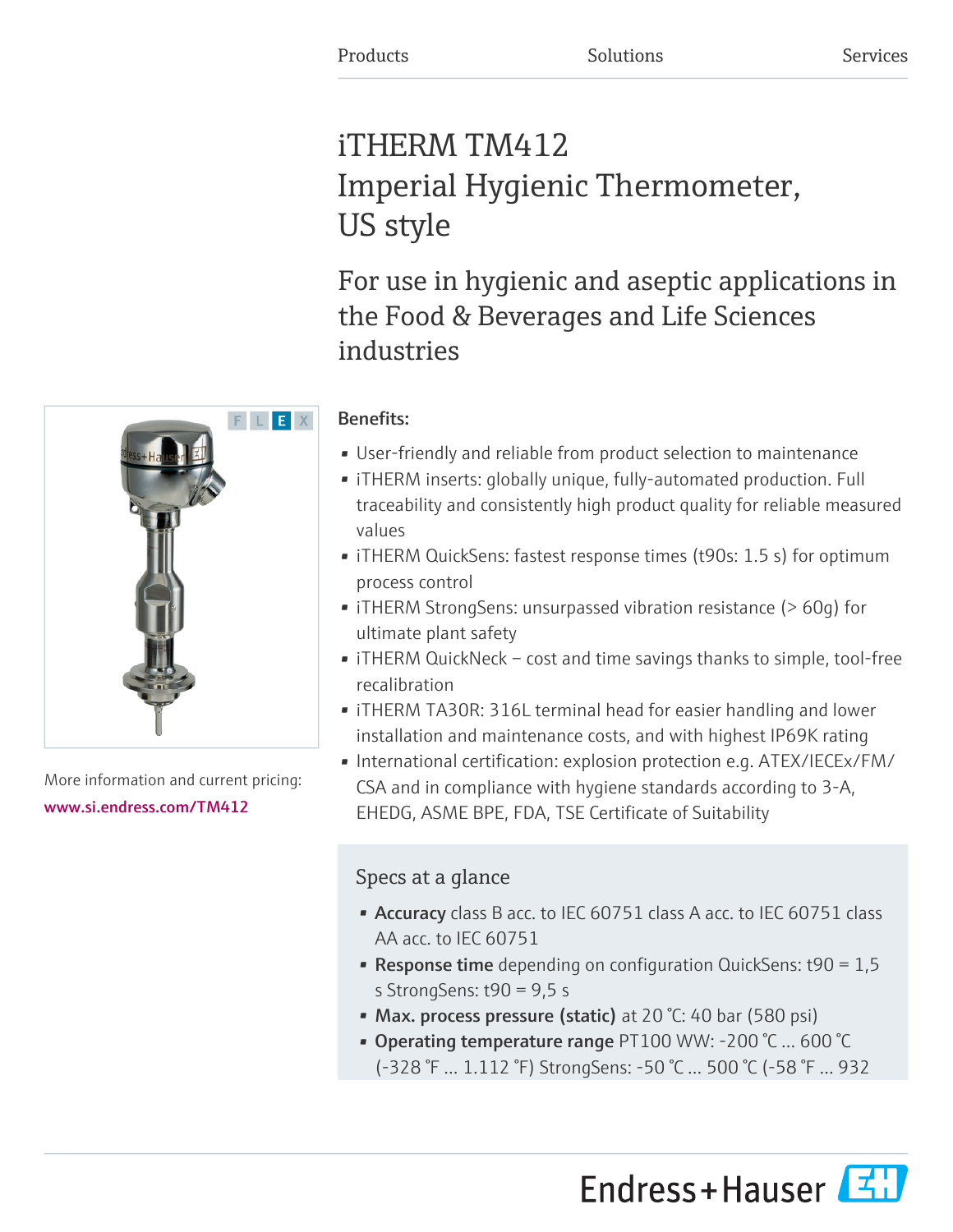Products Solutions Services

# iTHERM TM412
# Imperial Hygienic Thermometer, US style

## For use in hygienic and aseptic applications in the Food & Beverages and Life Sciences industries

F L E X

More information and current pricing:
www.si.endress.com/TM412

### Benefits:

- User-friendly and reliable from product selection to maintenance
- iTHERM inserts: globally unique, fully-automated production. Full traceability and consistently high product quality for reliable measured values
- iTHERM QuickSens: fastest response times (t90s: 1.5 s) for optimum process control
- iTHERM StrongSens: unsurpassed vibration resistance (> 60g) for ultimate plant safety
- iTHERM QuickNeck – cost and time savings thanks to simple, tool-free recalibration
- iTHERM TA30R: 316L terminal head for easier handling and lower installation and maintenance costs, and with highest IP69K rating
- International certification: explosion protection e.g. ATEX/IECEx/FM/CSA and in compliance with hygiene standards according to 3-A, EHEDG, ASME BPE, FDA, TSE Certificate of Suitability

### Specs at a glance

- **Accuracy** class B acc. to IEC 60751 class A acc. to IEC 60751 class AA acc. to IEC 60751
- **Response time** depending on configuration QuickSens: t90 = 1,5 s StrongSens: t90 = 9,5 s
- **Max. process pressure (static)** at 20 °C: 40 bar (580 psi)
- **Operating temperature range** PT100 WW: -200 °C ... 600 °C (-328 °F ... 1.112 °F) StrongSens: -50 °C ... 500 °C (-58 °F ... 932

Endress+Hauser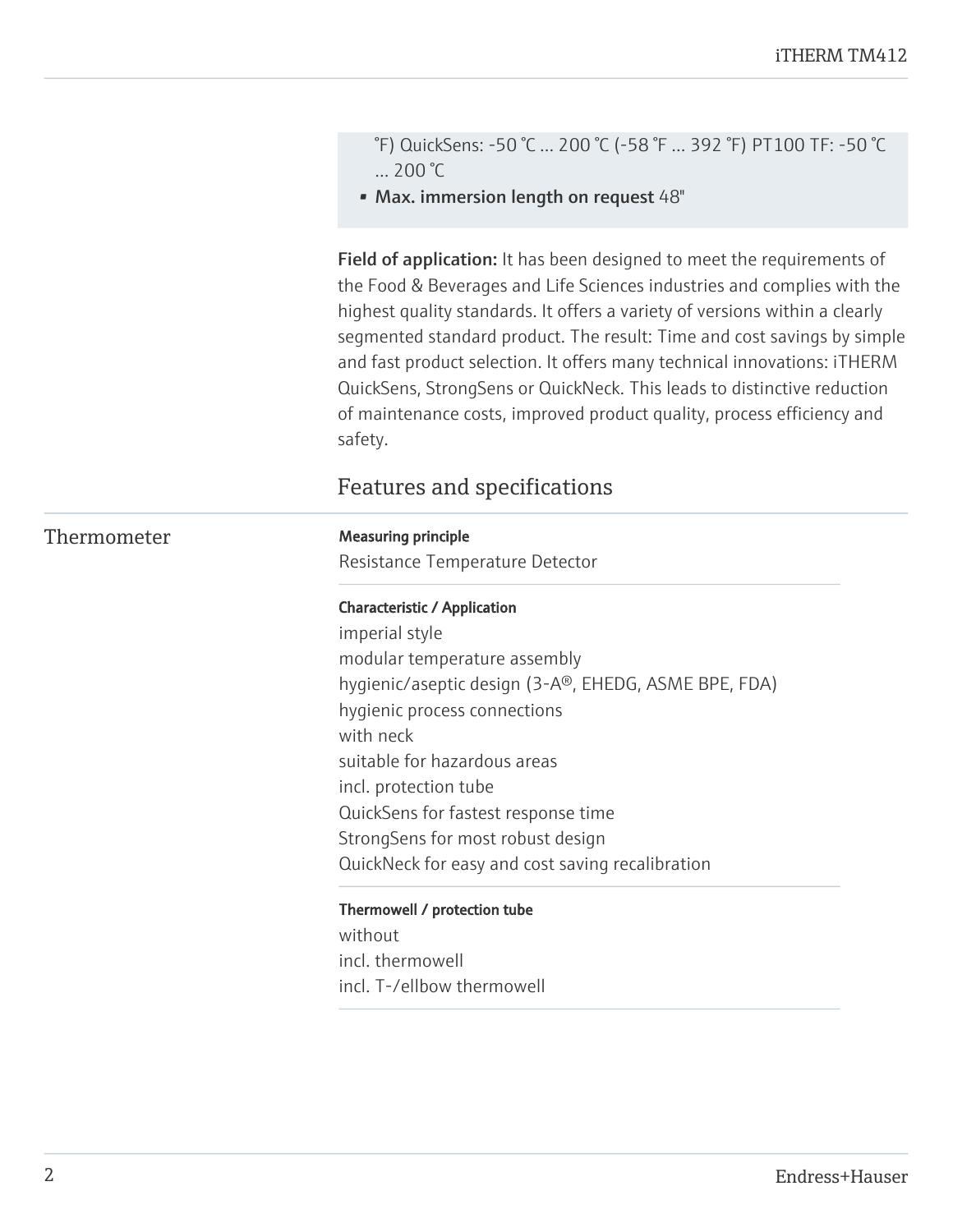°F) QuickSens: -50 °C ... 200 °C (-58 °F ... 392 °F) PT100 TF: -50 °C ... 200 °C

- **Max. immersion length on request** 48"

**Field of application:** It has been designed to meet the requirements of the Food & Beverages and Life Sciences industries and complies with the highest quality standards. It offers a variety of versions within a clearly segmented standard product. The result: Time and cost savings by simple and fast product selection. It offers many technical innovations: iTHERM QuickSens, StrongSens or QuickNeck. This leads to distinctive reduction of maintenance costs, improved product quality, process efficiency and safety.

## Features and specifications

### Thermometer

**Measuring principle**

Resistance Temperature Detector

**Characteristic / Application**

imperial style
modular temperature assembly
hygienic/aseptic design (3-A®, EHEDG, ASME BPE, FDA)
hygienic process connections
with neck
suitable for hazardous areas
incl. protection tube
QuickSens for fastest response time
StrongSens for most robust design
QuickNeck for easy and cost saving recalibration

**Thermowell / protection tube**

without
incl. thermowell
incl. T-/ellbow thermowell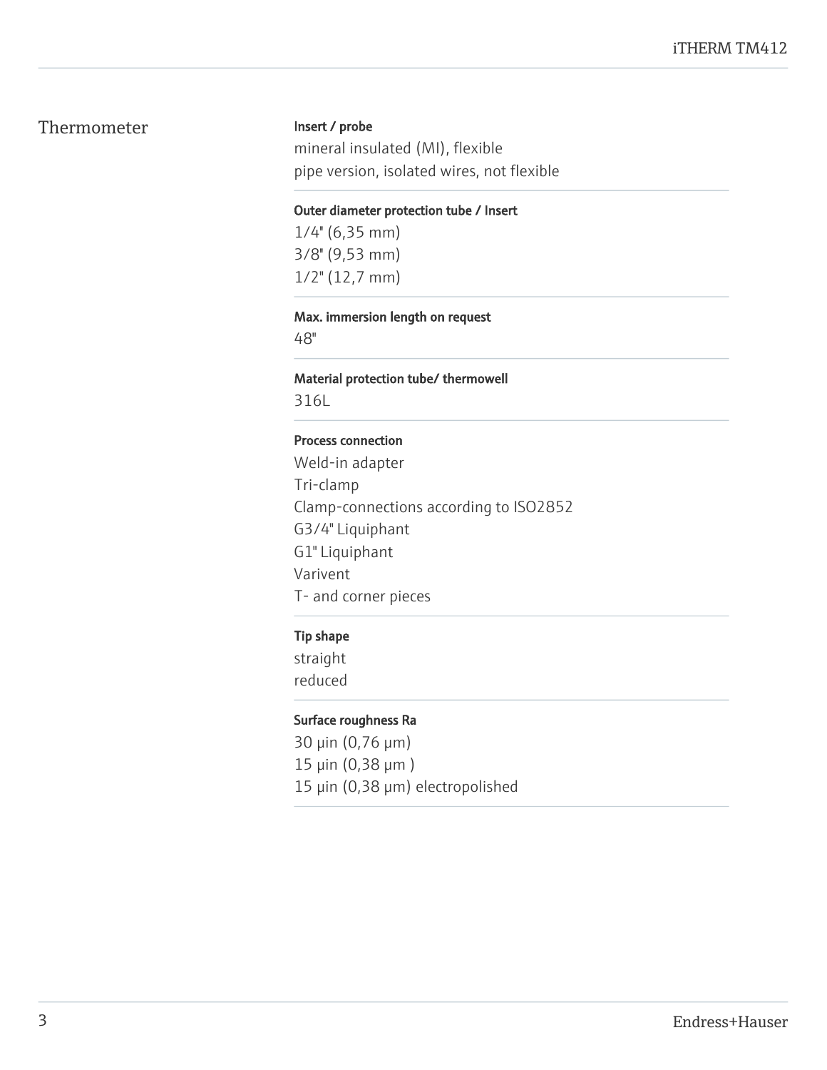## Thermometer

**Insert / probe**

mineral insulated (MI), flexible
pipe version, isolated wires, not flexible

**Outer diameter protection tube / Insert**

1/4" (6,35 mm)
3/8" (9,53 mm)
1/2" (12,7 mm)

**Max. immersion length on request**

48"

**Material protection tube/ thermowell**

316L

**Process connection**

Weld-in adapter
Tri-clamp
Clamp-connections according to ISO2852
G3/4" Liquiphant
G1" Liquiphant
Varivent
T- and corner pieces

**Tip shape**

straight
reduced

**Surface roughness Ra**

30 µin (0,76 µm)
15 µin (0,38 µm )
15 µin (0,38 µm) electropolished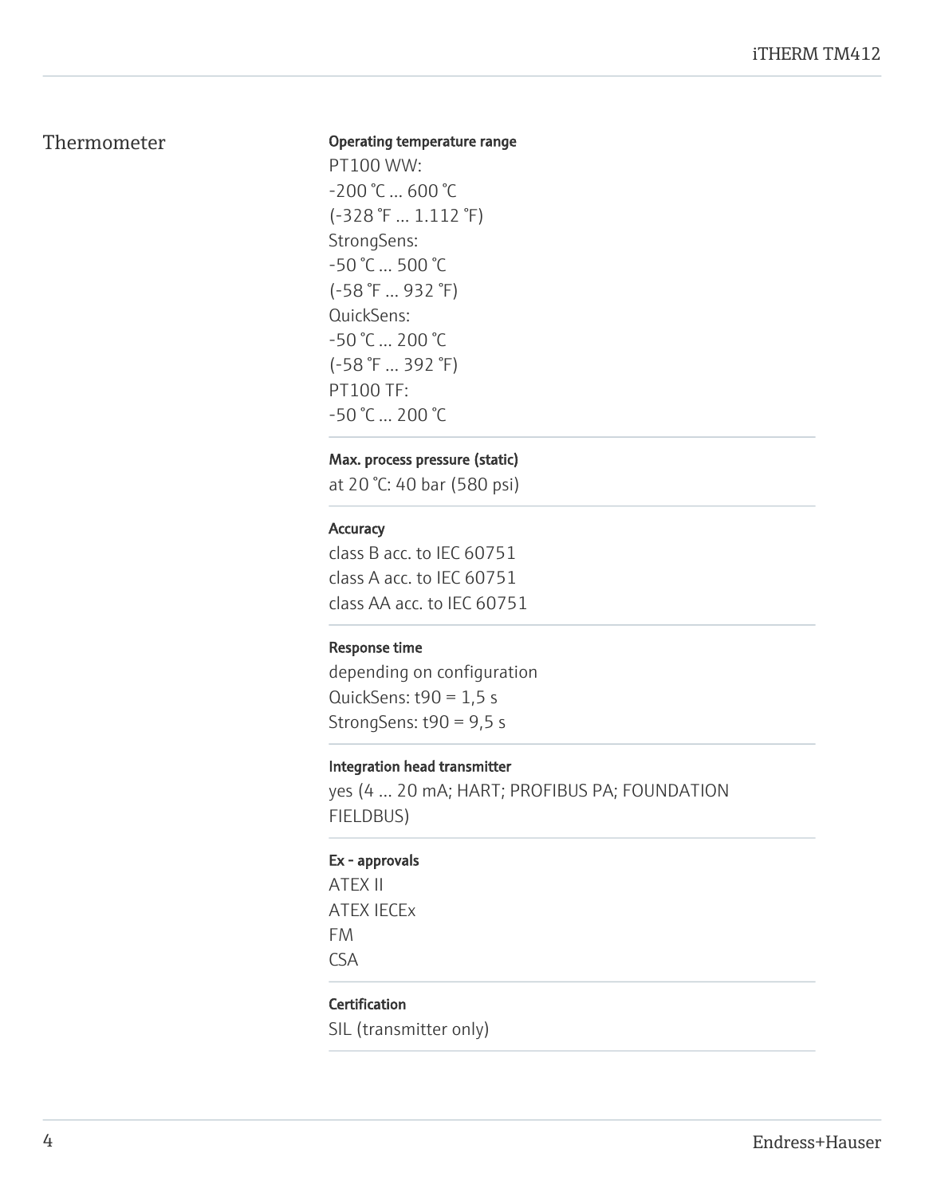## Thermometer

**Operating temperature range**

PT100 WW:
-200 °C ... 600 °C
(-328 °F ... 1.112 °F)
StrongSens:
-50 °C ... 500 °C
(-58 °F ... 932 °F)
QuickSens:
-50 °C ... 200 °C
(-58 °F ... 392 °F)
PT100 TF:
-50 °C ... 200 °C

**Max. process pressure (static)**

at 20 °C: 40 bar (580 psi)

**Accuracy**

class B acc. to IEC 60751
class A acc. to IEC 60751
class AA acc. to IEC 60751

**Response time**

depending on configuration
QuickSens: t90 = 1,5 s
StrongSens: t90 = 9,5 s

**Integration head transmitter**

yes (4 ... 20 mA; HART; PROFIBUS PA; FOUNDATION FIELDBUS)

**Ex - approvals**

ATEX II
ATEX IECEx
FM
CSA

**Certification**

SIL (transmitter only)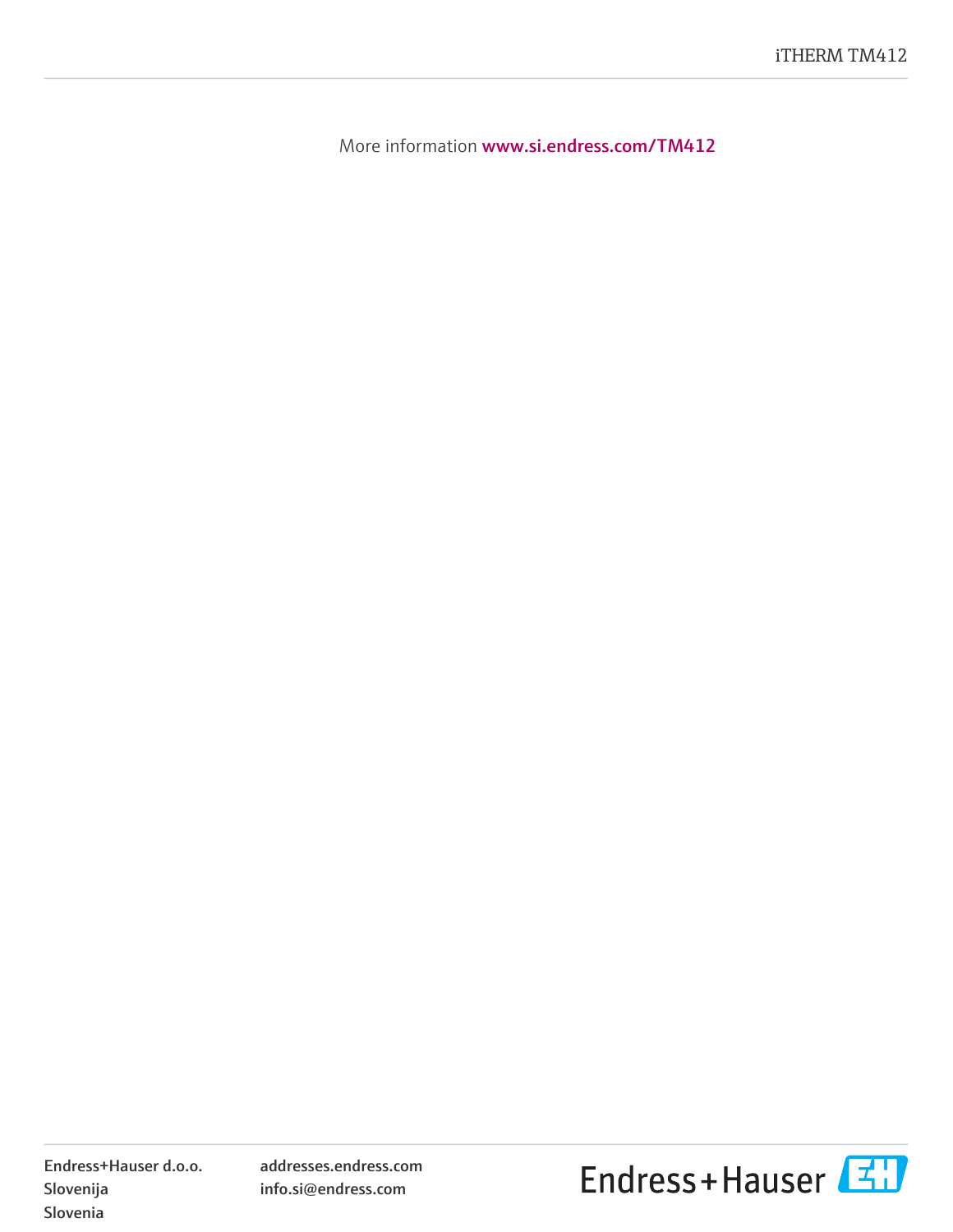More information **www.si.endress.com/TM412**

Endress+Hauser d.o.o.
Slovenija
Slovenia

addresses.endress.com
info.si@endress.com